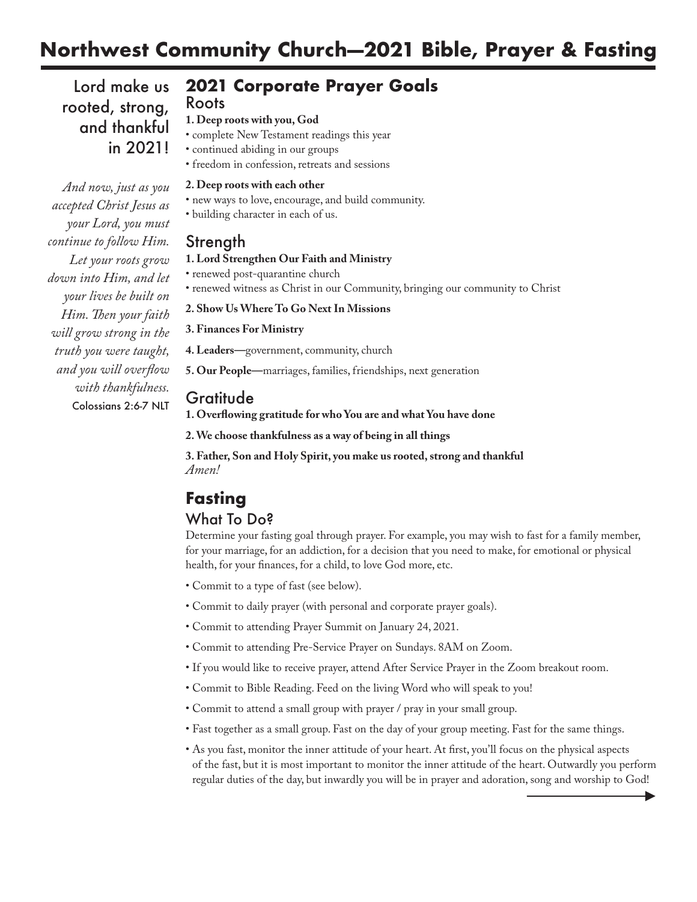# Northwest Community Church—2021 Bible, Prayer & Fasting

Lord make us rooted, strong, and thankful in 2021!

*And now, just as you accepted Christ Jesus as your Lord, you must continue to follow Him. Let your roots grow down into Him, and let your lives be built on Him. Then your faith will grow strong in the truth you were taught, and you will overflow with thankfulness.*
Colossians 2:6-7 NLT

## 2021 Corporate Prayer Goals

### Roots

**1. Deep roots with you, God**

- complete New Testament readings this year
- continued abiding in our groups
- freedom in confession, retreats and sessions

**2. Deep roots with each other**

- new ways to love, encourage, and build community.
- building character in each of us.

### Strength

**1. Lord Strengthen Our Faith and Ministry**

- renewed post-quarantine church
- renewed witness as Christ in our Community, bringing our community to Christ

**2. Show Us Where To Go Next In Missions**

**3. Finances For Ministry**

**4. Leaders—**government, community, church

**5. Our People—**marriages, families, friendships, next generation

### Gratitude

**1. Overflowing gratitude for who You are and what You have done**

**2. We choose thankfulness as a way of being in all things**

**3. Father, Son and Holy Spirit, you make us rooted, strong and thankful**
*Amen!*

## Fasting

### What To Do?

Determine your fasting goal through prayer. For example, you may wish to fast for a family member, for your marriage, for an addiction, for a decision that you need to make, for emotional or physical health, for your finances, for a child, to love God more, etc.

- Commit to a type of fast (see below).
- Commit to daily prayer (with personal and corporate prayer goals).
- Commit to attending Prayer Summit on January 24, 2021.
- Commit to attending Pre-Service Prayer on Sundays. 8AM on Zoom.
- If you would like to receive prayer, attend After Service Prayer in the Zoom breakout room.
- Commit to Bible Reading. Feed on the living Word who will speak to you!
- Commit to attend a small group with prayer / pray in your small group.
- Fast together as a small group. Fast on the day of your group meeting. Fast for the same things.
- As you fast, monitor the inner attitude of your heart. At first, you'll focus on the physical aspects of the fast, but it is most important to monitor the inner attitude of the heart. Outwardly you perform regular duties of the day, but inwardly you will be in prayer and adoration, song and worship to God!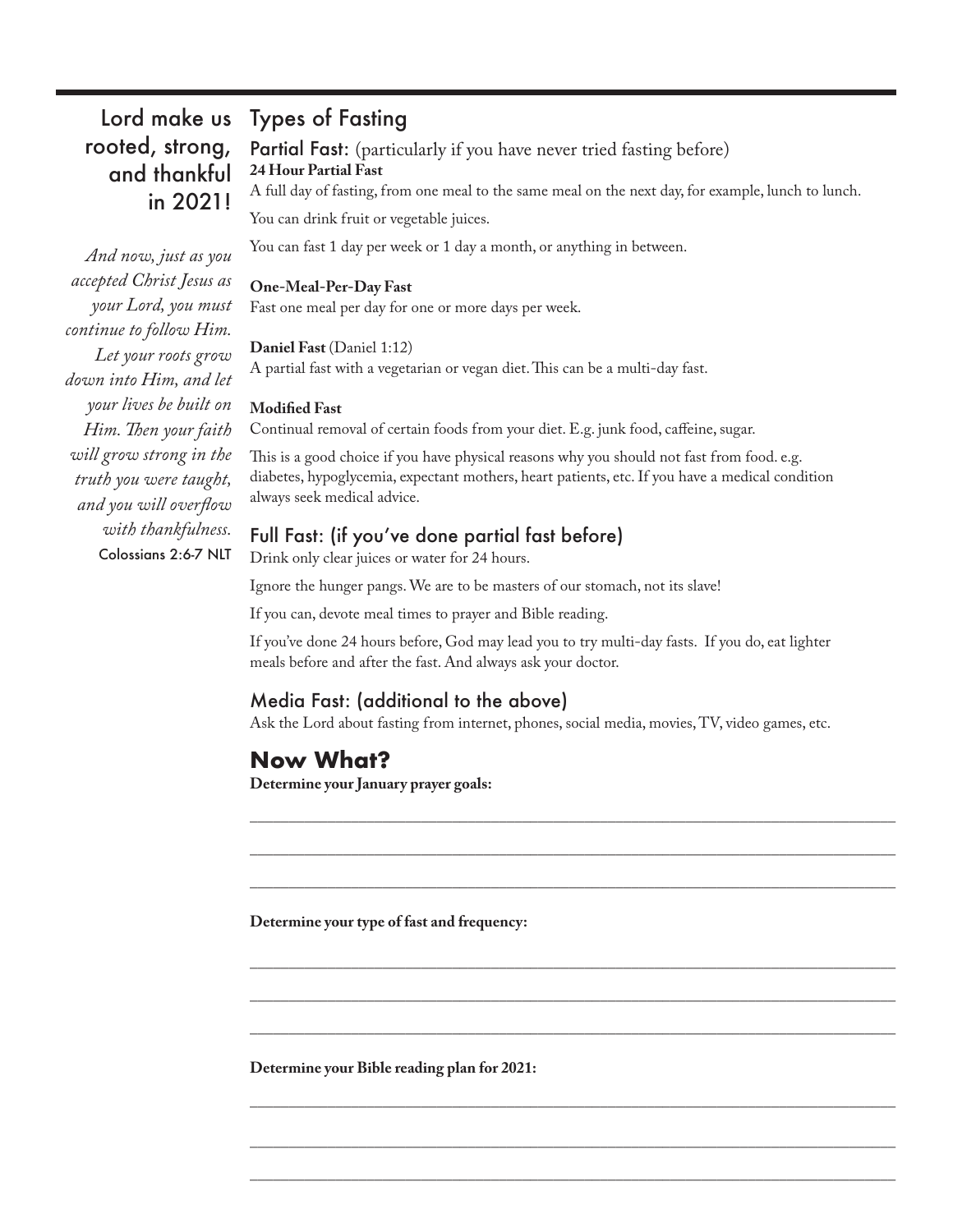Lord make us rooted, strong, and thankful in 2021!

*And now, just as you accepted Christ Jesus as your Lord, you must continue to follow Him. Let your roots grow down into Him, and let your lives be built on Him. Then your faith will grow strong in the truth you were taught, and you will overflow with thankfulness.*
Colossians 2:6-7 NLT

## Types of Fasting

### Partial Fast: (particularly if you have never tried fasting before)

**24 Hour Partial Fast**
A full day of fasting, from one meal to the same meal on the next day, for example, lunch to lunch.

You can drink fruit or vegetable juices.

You can fast 1 day per week or 1 day a month, or anything in between.

**One-Meal-Per-Day Fast**
Fast one meal per day for one or more days per week.

**Daniel Fast** (Daniel 1:12)
A partial fast with a vegetarian or vegan diet. This can be a multi-day fast.

**Modified Fast**
Continual removal of certain foods from your diet. E.g. junk food, caffeine, sugar.

This is a good choice if you have physical reasons why you should not fast from food. e.g. diabetes, hypoglycemia, expectant mothers, heart patients, etc. If you have a medical condition always seek medical advice.

### Full Fast: (if you've done partial fast before)

Drink only clear juices or water for 24 hours.

Ignore the hunger pangs. We are to be masters of our stomach, not its slave!

If you can, devote meal times to prayer and Bible reading.

If you've done 24 hours before, God may lead you to try multi-day fasts. If you do, eat lighter meals before and after the fast. And always ask your doctor.

### Media Fast: (additional to the above)

Ask the Lord about fasting from internet, phones, social media, movies, TV, video games, etc.

## Now What?

**Determine your January prayer goals:**

______________________________________________

______________________________________________

______________________________________________

**Determine your type of fast and frequency:**

______________________________________________

______________________________________________

______________________________________________

**Determine your Bible reading plan for 2021:**

______________________________________________

______________________________________________

______________________________________________